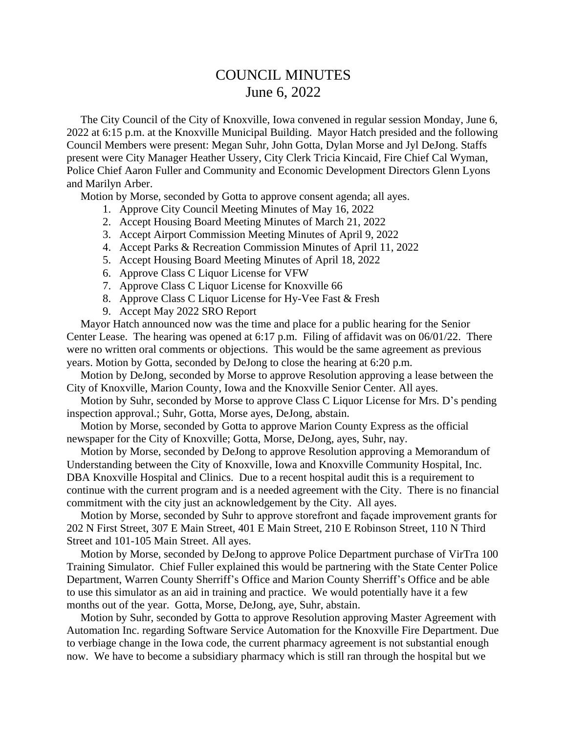# COUNCIL MINUTES
## June 6, 2022

The City Council of the City of Knoxville, Iowa convened in regular session Monday, June 6, 2022 at 6:15 p.m. at the Knoxville Municipal Building. Mayor Hatch presided and the following Council Members were present: Megan Suhr, John Gotta, Dylan Morse and Jyl DeJong. Staffs present were City Manager Heather Ussery, City Clerk Tricia Kincaid, Fire Chief Cal Wyman, Police Chief Aaron Fuller and Community and Economic Development Directors Glenn Lyons and Marilyn Arber.

Motion by Morse, seconded by Gotta to approve consent agenda; all ayes.

1. Approve City Council Meeting Minutes of May 16, 2022
2. Accept Housing Board Meeting Minutes of March 21, 2022
3. Accept Airport Commission Meeting Minutes of April 9, 2022
4. Accept Parks & Recreation Commission Minutes of April 11, 2022
5. Accept Housing Board Meeting Minutes of April 18, 2022
6. Approve Class C Liquor License for VFW
7. Approve Class C Liquor License for Knoxville 66
8. Approve Class C Liquor License for Hy-Vee Fast & Fresh
9. Accept May 2022 SRO Report

Mayor Hatch announced now was the time and place for a public hearing for the Senior Center Lease. The hearing was opened at 6:17 p.m. Filing of affidavit was on 06/01/22. There were no written oral comments or objections. This would be the same agreement as previous years. Motion by Gotta, seconded by DeJong to close the hearing at 6:20 p.m.

Motion by DeJong, seconded by Morse to approve Resolution approving a lease between the City of Knoxville, Marion County, Iowa and the Knoxville Senior Center. All ayes.

Motion by Suhr, seconded by Morse to approve Class C Liquor License for Mrs. D's pending inspection approval.; Suhr, Gotta, Morse ayes, DeJong, abstain.

Motion by Morse, seconded by Gotta to approve Marion County Express as the official newspaper for the City of Knoxville; Gotta, Morse, DeJong, ayes, Suhr, nay.

Motion by Morse, seconded by DeJong to approve Resolution approving a Memorandum of Understanding between the City of Knoxville, Iowa and Knoxville Community Hospital, Inc. DBA Knoxville Hospital and Clinics. Due to a recent hospital audit this is a requirement to continue with the current program and is a needed agreement with the City. There is no financial commitment with the city just an acknowledgement by the City. All ayes.

Motion by Morse, seconded by Suhr to approve storefront and façade improvement grants for 202 N First Street, 307 E Main Street, 401 E Main Street, 210 E Robinson Street, 110 N Third Street and 101-105 Main Street. All ayes.

Motion by Morse, seconded by DeJong to approve Police Department purchase of VirTra 100 Training Simulator. Chief Fuller explained this would be partnering with the State Center Police Department, Warren County Sherriff's Office and Marion County Sherriff's Office and be able to use this simulator as an aid in training and practice. We would potentially have it a few months out of the year. Gotta, Morse, DeJong, aye, Suhr, abstain.

Motion by Suhr, seconded by Gotta to approve Resolution approving Master Agreement with Automation Inc. regarding Software Service Automation for the Knoxville Fire Department. Due to verbiage change in the Iowa code, the current pharmacy agreement is not substantial enough now. We have to become a subsidiary pharmacy which is still ran through the hospital but we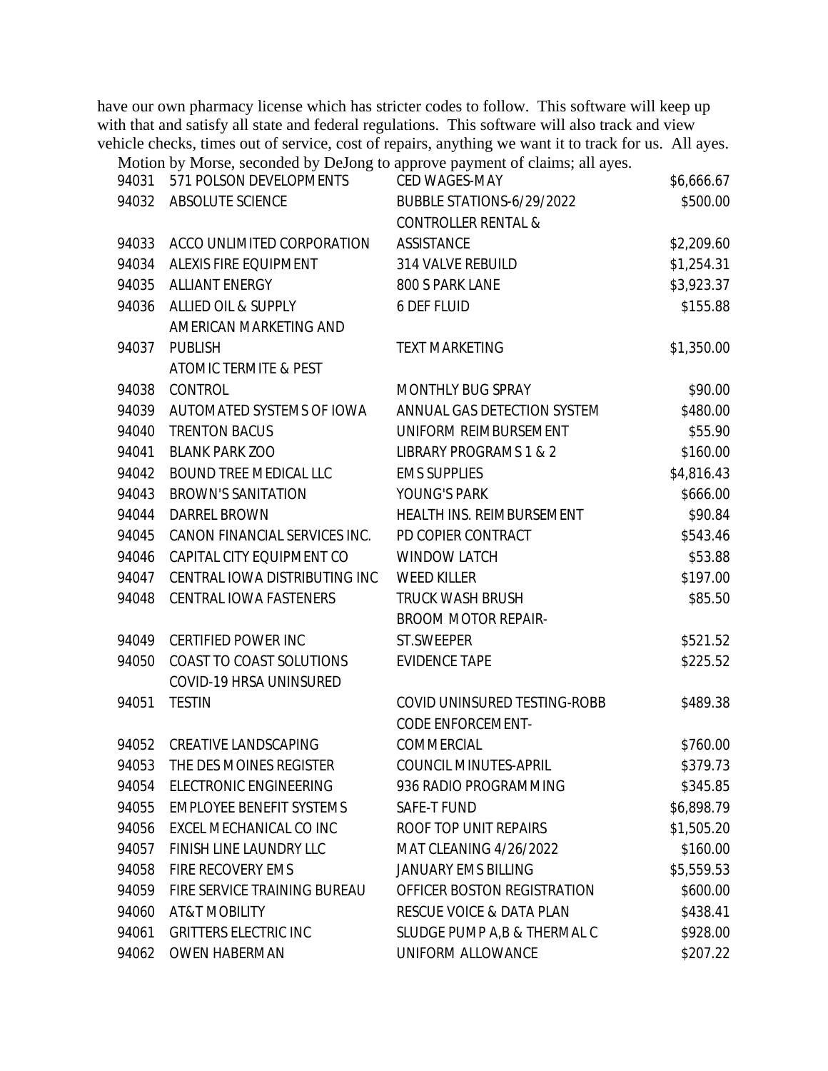have our own pharmacy license which has stricter codes to follow. This software will keep up with that and satisfy all state and federal regulations. This software will also track and view vehicle checks, times out of service, cost of repairs, anything we want it to track for us. All ayes.

Motion by Morse, seconded by DeJong to approve payment of claims; all ayes.

| | | | |
|---|---|---|---|
| 94031 | 571 POLSON DEVELOPMENTS | CED WAGES-MAY | $6,666.67 |
| 94032 | ABSOLUTE SCIENCE | BUBBLE STATIONS-6/29/2022 | $500.00 |
| 94033 | ACCO UNLIMITED CORPORATION | CONTROLLER RENTAL & ASSISTANCE | $2,209.60 |
| 94034 | ALEXIS FIRE EQUIPMENT | 314 VALVE REBUILD | $1,254.31 |
| 94035 | ALLIANT ENERGY | 800 S PARK LANE | $3,923.37 |
| 94036 | ALLIED OIL & SUPPLY | 6 DEF FLUID | $155.88 |
| 94037 | AMERICAN MARKETING AND PUBLISH | TEXT MARKETING | $1,350.00 |
| 94038 | ATOMIC TERMITE & PEST CONTROL | MONTHLY BUG SPRAY | $90.00 |
| 94039 | AUTOMATED SYSTEMS OF IOWA | ANNUAL GAS DETECTION SYSTEM | $480.00 |
| 94040 | TRENTON BACUS | UNIFORM REIMBURSEMENT | $55.90 |
| 94041 | BLANK PARK ZOO | LIBRARY PROGRAMS 1 & 2 | $160.00 |
| 94042 | BOUND TREE MEDICAL LLC | EMS SUPPLIES | $4,816.43 |
| 94043 | BROWN'S SANITATION | YOUNG'S PARK | $666.00 |
| 94044 | DARREL BROWN | HEALTH INS. REIMBURSEMENT | $90.84 |
| 94045 | CANON FINANCIAL SERVICES INC. | PD COPIER CONTRACT | $543.46 |
| 94046 | CAPITAL CITY EQUIPMENT CO | WINDOW LATCH | $53.88 |
| 94047 | CENTRAL IOWA DISTRIBUTING INC | WEED KILLER | $197.00 |
| 94048 | CENTRAL IOWA FASTENERS | TRUCK WASH BRUSH | $85.50 |
| 94049 | CERTIFIED POWER INC | BROOM MOTOR REPAIR-ST.SWEEPER | $521.52 |
| 94050 | COAST TO COAST SOLUTIONS | EVIDENCE TAPE | $225.52 |
| 94051 | COVID-19 HRSA UNINSURED TESTIN | COVID UNINSURED TESTING-ROBB | $489.38 |
| 94052 | CREATIVE LANDSCAPING | CODE ENFORCEMENT-COMMERCIAL | $760.00 |
| 94053 | THE DES MOINES REGISTER | COUNCIL MINUTES-APRIL | $379.73 |
| 94054 | ELECTRONIC ENGINEERING | 936 RADIO PROGRAMMING | $345.85 |
| 94055 | EMPLOYEE BENEFIT SYSTEMS | SAFE-T FUND | $6,898.79 |
| 94056 | EXCEL MECHANICAL CO INC | ROOF TOP UNIT REPAIRS | $1,505.20 |
| 94057 | FINISH LINE LAUNDRY LLC | MAT CLEANING 4/26/2022 | $160.00 |
| 94058 | FIRE RECOVERY EMS | JANUARY EMS BILLING | $5,559.53 |
| 94059 | FIRE SERVICE TRAINING BUREAU | OFFICER BOSTON REGISTRATION | $600.00 |
| 94060 | AT&T MOBILITY | RESCUE VOICE & DATA PLAN | $438.41 |
| 94061 | GRITTERS ELECTRIC INC | SLUDGE PUMP A,B & THERMAL C | $928.00 |
| 94062 | OWEN HABERMAN | UNIFORM ALLOWANCE | $207.22 |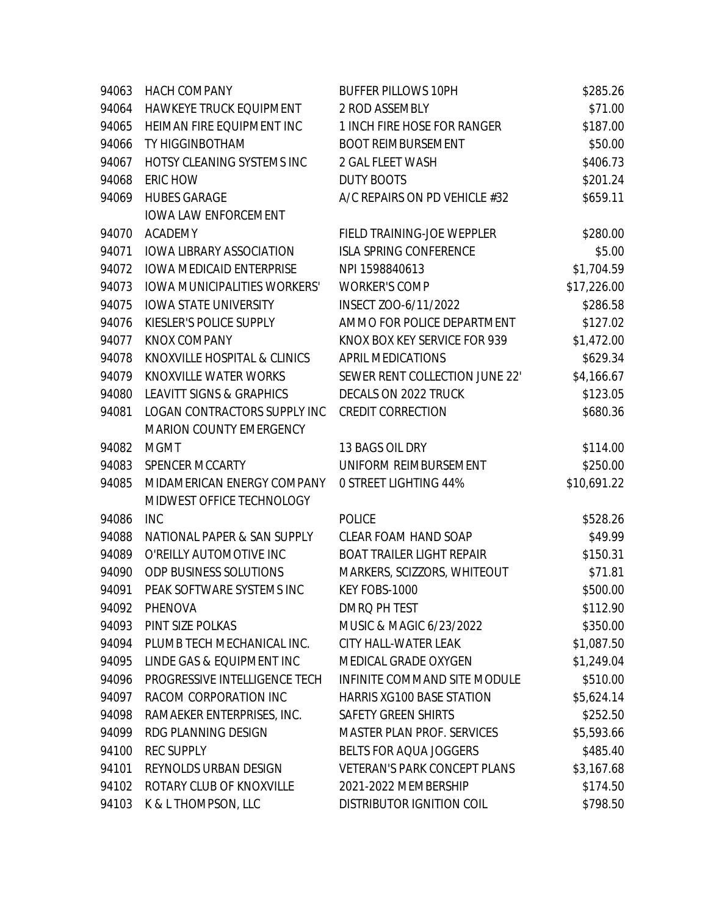| | | | |
|---|---|---|---|
| 94063 | HACH COMPANY | BUFFER PILLOWS 10PH | $285.26 |
| 94064 | HAWKEYE TRUCK EQUIPMENT | 2 ROD ASSEMBLY | $71.00 |
| 94065 | HEIMAN FIRE EQUIPMENT INC | 1 INCH FIRE HOSE FOR RANGER | $187.00 |
| 94066 | TY HIGGINBOTHAM | BOOT REIMBURSEMENT | $50.00 |
| 94067 | HOTSY CLEANING SYSTEMS INC | 2 GAL FLEET WASH | $406.73 |
| 94068 | ERIC HOW | DUTY BOOTS | $201.24 |
| 94069 | HUBES GARAGE | A/C REPAIRS ON PD VEHICLE #32 | $659.11 |
| 94070 | IOWA LAW ENFORCEMENT ACADEMY | FIELD TRAINING-JOE WEPPLER | $280.00 |
| 94071 | IOWA LIBRARY ASSOCIATION | ISLA SPRING CONFERENCE | $5.00 |
| 94072 | IOWA MEDICAID ENTERPRISE | NPI 1598840613 | $1,704.59 |
| 94073 | IOWA MUNICIPALITIES WORKERS' | WORKER'S COMP | $17,226.00 |
| 94075 | IOWA STATE UNIVERSITY | INSECT ZOO-6/11/2022 | $286.58 |
| 94076 | KIESLER'S POLICE SUPPLY | AMMO FOR POLICE DEPARTMENT | $127.02 |
| 94077 | KNOX COMPANY | KNOX BOX KEY SERVICE FOR 939 | $1,472.00 |
| 94078 | KNOXVILLE HOSPITAL & CLINICS | APRIL MEDICATIONS | $629.34 |
| 94079 | KNOXVILLE WATER WORKS | SEWER RENT COLLECTION JUNE 22' | $4,166.67 |
| 94080 | LEAVITT SIGNS & GRAPHICS | DECALS ON 2022 TRUCK | $123.05 |
| 94081 | LOGAN CONTRACTORS SUPPLY INC | CREDIT CORRECTION | $680.36 |
| 94082 | MARION COUNTY EMERGENCY MGMT | 13 BAGS OIL DRY | $114.00 |
| 94083 | SPENCER MCCARTY | UNIFORM REIMBURSEMENT | $250.00 |
| 94085 | MIDAMERICAN ENERGY COMPANY | 0 STREET LIGHTING 44% | $10,691.22 |
| 94086 | MIDWEST OFFICE TECHNOLOGY INC | POLICE | $528.26 |
| 94088 | NATIONAL PAPER & SAN SUPPLY | CLEAR FOAM HAND SOAP | $49.99 |
| 94089 | O'REILLY AUTOMOTIVE INC | BOAT TRAILER LIGHT REPAIR | $150.31 |
| 94090 | ODP BUSINESS SOLUTIONS | MARKERS, SCIZZORS, WHITEOUT | $71.81 |
| 94091 | PEAK SOFTWARE SYSTEMS INC | KEY FOBS-1000 | $500.00 |
| 94092 | PHENOVA | DMRQ PH TEST | $112.90 |
| 94093 | PINT SIZE POLKAS | MUSIC & MAGIC 6/23/2022 | $350.00 |
| 94094 | PLUMB TECH MECHANICAL INC. | CITY HALL-WATER LEAK | $1,087.50 |
| 94095 | LINDE GAS & EQUIPMENT INC | MEDICAL GRADE OXYGEN | $1,249.04 |
| 94096 | PROGRESSIVE INTELLIGENCE TECH | INFINITE COMMAND SITE MODULE | $510.00 |
| 94097 | RACOM CORPORATION INC | HARRIS XG100 BASE STATION | $5,624.14 |
| 94098 | RAMAEKER ENTERPRISES, INC. | SAFETY GREEN SHIRTS | $252.50 |
| 94099 | RDG PLANNING DESIGN | MASTER PLAN PROF. SERVICES | $5,593.66 |
| 94100 | REC SUPPLY | BELTS FOR AQUA JOGGERS | $485.40 |
| 94101 | REYNOLDS URBAN DESIGN | VETERAN'S PARK CONCEPT PLANS | $3,167.68 |
| 94102 | ROTARY CLUB OF KNOXVILLE | 2021-2022 MEMBERSHIP | $174.50 |
| 94103 | K & L THOMPSON, LLC | DISTRIBUTOR IGNITION COIL | $798.50 |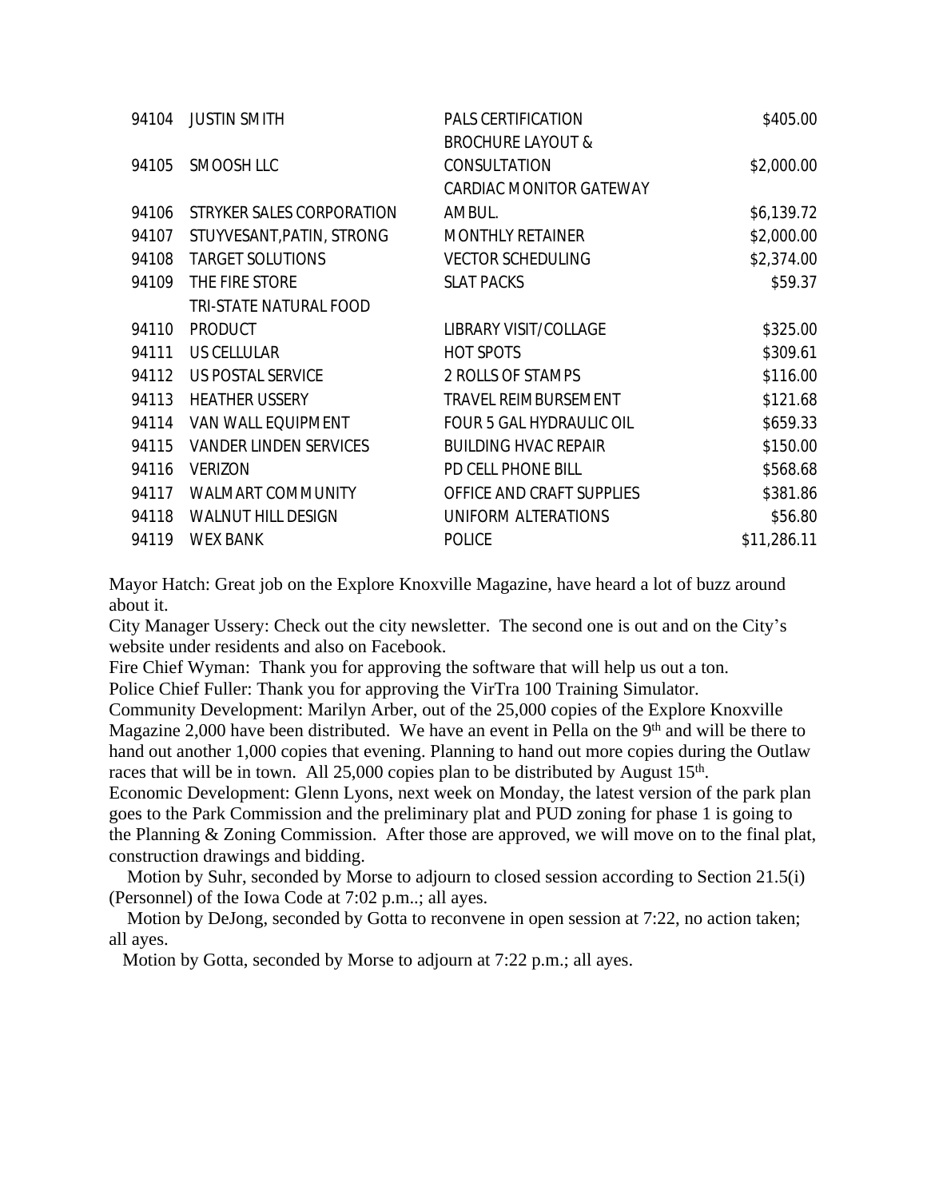| | | | |
|---|---|---|---|
| 94104 | JUSTIN SMITH | PALS CERTIFICATION | $405.00 |
| 94105 | SMOOSH LLC | BROCHURE LAYOUT & CONSULTATION | $2,000.00 |
| 94106 | STRYKER SALES CORPORATION | CARDIAC MONITOR GATEWAY AMBUL. | $6,139.72 |
| 94107 | STUYVESANT,PATIN, STRONG | MONTHLY RETAINER | $2,000.00 |
| 94108 | TARGET SOLUTIONS | VECTOR SCHEDULING | $2,374.00 |
| 94109 | THE FIRE STORE | SLAT PACKS | $59.37 |
| 94110 | TRI-STATE NATURAL FOOD PRODUCT | LIBRARY VISIT/COLLAGE | $325.00 |
| 94111 | US CELLULAR | HOT SPOTS | $309.61 |
| 94112 | US POSTAL SERVICE | 2 ROLLS OF STAMPS | $116.00 |
| 94113 | HEATHER USSERY | TRAVEL REIMBURSEMENT | $121.68 |
| 94114 | VAN WALL EQUIPMENT | FOUR 5 GAL HYDRAULIC OIL | $659.33 |
| 94115 | VANDER LINDEN SERVICES | BUILDING HVAC REPAIR | $150.00 |
| 94116 | VERIZON | PD CELL PHONE BILL | $568.68 |
| 94117 | WALMART COMMUNITY | OFFICE AND CRAFT SUPPLIES | $381.86 |
| 94118 | WALNUT HILL DESIGN | UNIFORM ALTERATIONS | $56.80 |
| 94119 | WEX BANK | POLICE | $11,286.11 |

Mayor Hatch: Great job on the Explore Knoxville Magazine, have heard a lot of buzz around about it.

City Manager Ussery: Check out the city newsletter. The second one is out and on the City's website under residents and also on Facebook.

Fire Chief Wyman: Thank you for approving the software that will help us out a ton.

Police Chief Fuller: Thank you for approving the VirTra 100 Training Simulator.

Community Development: Marilyn Arber, out of the 25,000 copies of the Explore Knoxville Magazine 2,000 have been distributed. We have an event in Pella on the 9th and will be there to hand out another 1,000 copies that evening. Planning to hand out more copies during the Outlaw races that will be in town. All 25,000 copies plan to be distributed by August 15th.

Economic Development: Glenn Lyons, next week on Monday, the latest version of the park plan goes to the Park Commission and the preliminary plat and PUD zoning for phase 1 is going to the Planning & Zoning Commission. After those are approved, we will move on to the final plat, construction drawings and bidding.

Motion by Suhr, seconded by Morse to adjourn to closed session according to Section 21.5(i) (Personnel) of the Iowa Code at 7:02 p.m..; all ayes.

Motion by DeJong, seconded by Gotta to reconvene in open session at 7:22, no action taken; all ayes.

Motion by Gotta, seconded by Morse to adjourn at 7:22 p.m.; all ayes.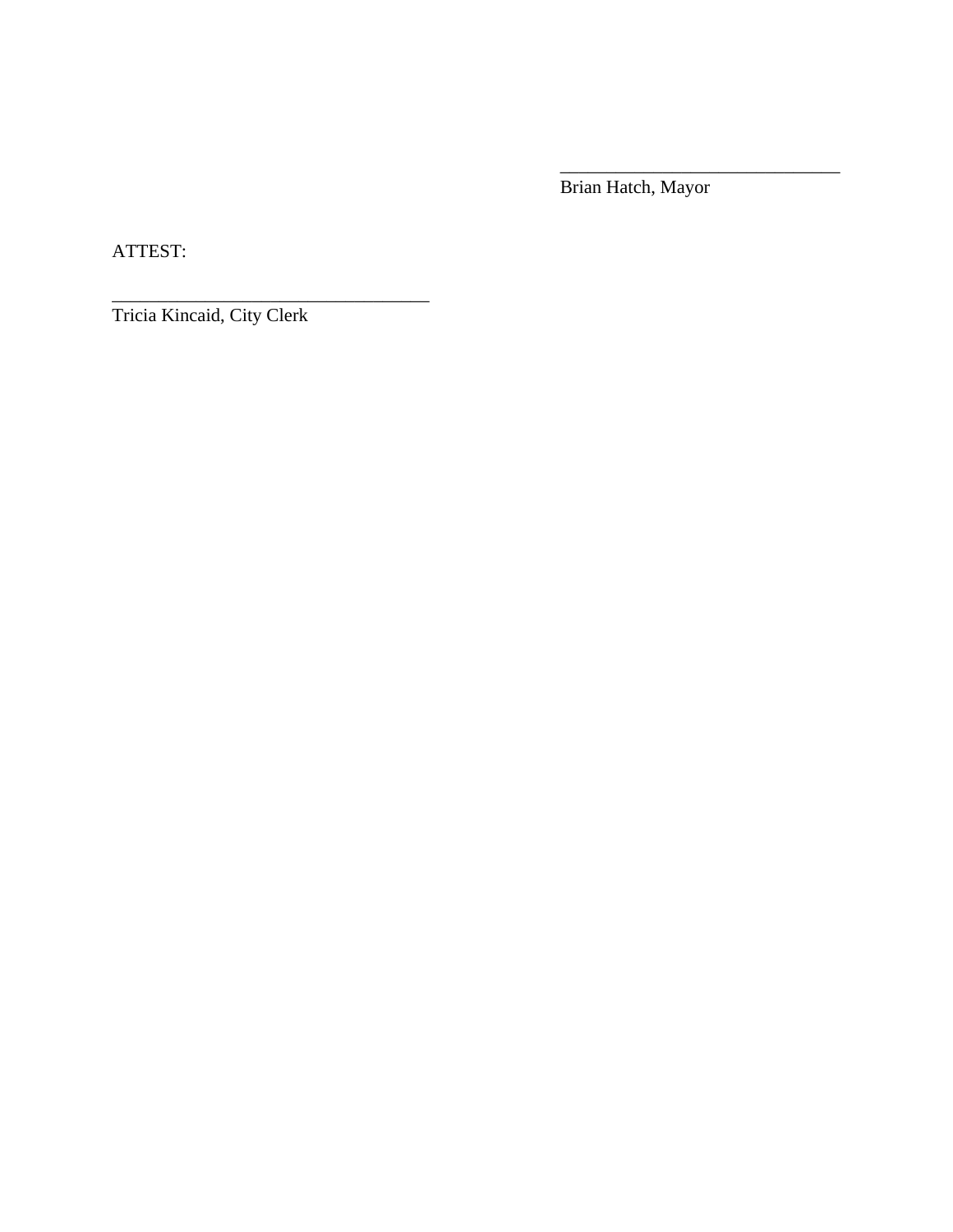\_\_\_\_\_\_\_\_\_\_\_\_\_\_\_\_\_\_\_\_\_\_\_\_\_\_\_\_\_\_\_
Brian Hatch, Mayor

ATTEST:

\_\_\_\_\_\_\_\_\_\_\_\_\_\_\_\_\_\_\_\_\_\_\_\_\_\_\_\_\_\_\_\_\_\_\_
Tricia Kincaid, City Clerk